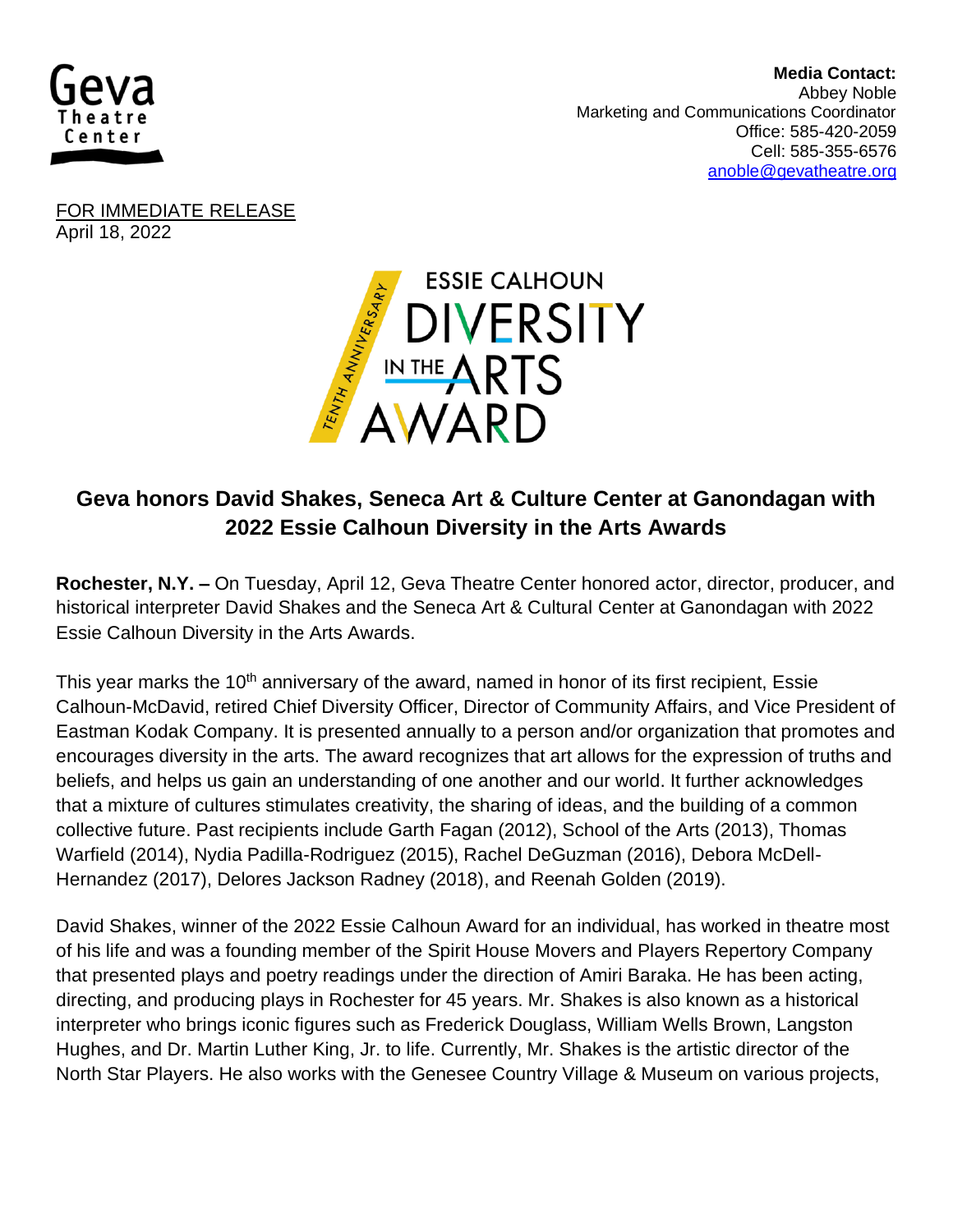Geva Theatre Center

**Media Contact:**
Abbey Noble
Marketing and Communications Coordinator
Office: 585-420-2059
Cell: 585-355-6576
anoble@gevatheatre.org

FOR IMMEDIATE RELEASE
April 18, 2022

TENTH ANNIVERSARY
ESSIE CALHOUN DIVERSITY IN THE ARTS AWARD

## Geva honors David Shakes, Seneca Art & Culture Center at Ganondagan with 2022 Essie Calhoun Diversity in the Arts Awards

**Rochester, N.Y. –** On Tuesday, April 12, Geva Theatre Center honored actor, director, producer, and historical interpreter David Shakes and the Seneca Art & Cultural Center at Ganondagan with 2022 Essie Calhoun Diversity in the Arts Awards.

This year marks the 10th anniversary of the award, named in honor of its first recipient, Essie Calhoun-McDavid, retired Chief Diversity Officer, Director of Community Affairs, and Vice President of Eastman Kodak Company. It is presented annually to a person and/or organization that promotes and encourages diversity in the arts. The award recognizes that art allows for the expression of truths and beliefs, and helps us gain an understanding of one another and our world. It further acknowledges that a mixture of cultures stimulates creativity, the sharing of ideas, and the building of a common collective future. Past recipients include Garth Fagan (2012), School of the Arts (2013), Thomas Warfield (2014), Nydia Padilla-Rodriguez (2015), Rachel DeGuzman (2016), Debora McDell-Hernandez (2017), Delores Jackson Radney (2018), and Reenah Golden (2019).

David Shakes, winner of the 2022 Essie Calhoun Award for an individual, has worked in theatre most of his life and was a founding member of the Spirit House Movers and Players Repertory Company that presented plays and poetry readings under the direction of Amiri Baraka. He has been acting, directing, and producing plays in Rochester for 45 years. Mr. Shakes is also known as a historical interpreter who brings iconic figures such as Frederick Douglass, William Wells Brown, Langston Hughes, and Dr. Martin Luther King, Jr. to life. Currently, Mr. Shakes is the artistic director of the North Star Players. He also works with the Genesee Country Village & Museum on various projects,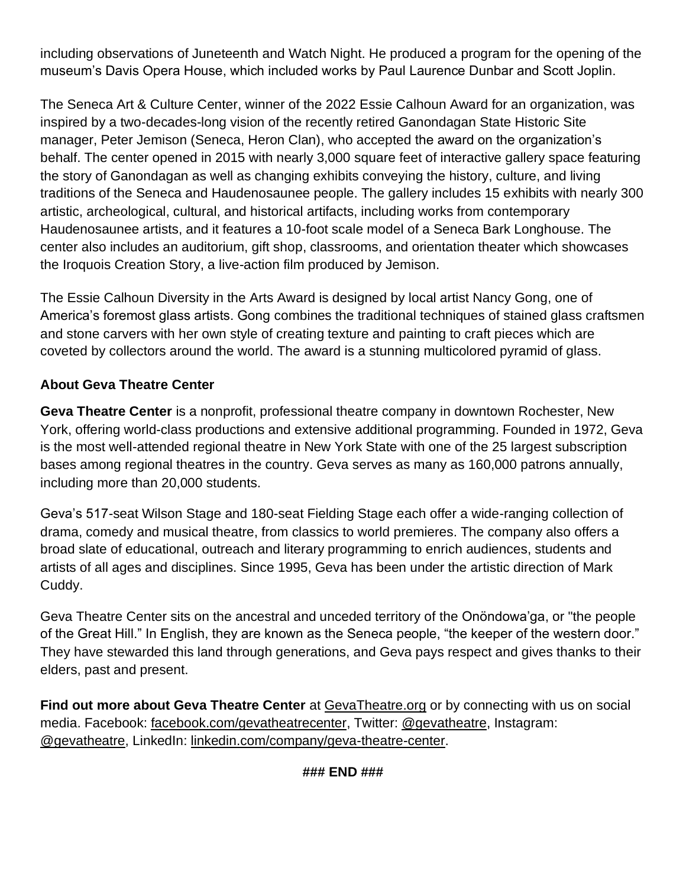including observations of Juneteenth and Watch Night. He produced a program for the opening of the museum's Davis Opera House, which included works by Paul Laurence Dunbar and Scott Joplin.

The Seneca Art & Culture Center, winner of the 2022 Essie Calhoun Award for an organization, was inspired by a two-decades-long vision of the recently retired Ganondagan State Historic Site manager, Peter Jemison (Seneca, Heron Clan), who accepted the award on the organization's behalf. The center opened in 2015 with nearly 3,000 square feet of interactive gallery space featuring the story of Ganondagan as well as changing exhibits conveying the history, culture, and living traditions of the Seneca and Haudenosaunee people. The gallery includes 15 exhibits with nearly 300 artistic, archeological, cultural, and historical artifacts, including works from contemporary Haudenosaunee artists, and it features a 10-foot scale model of a Seneca Bark Longhouse. The center also includes an auditorium, gift shop, classrooms, and orientation theater which showcases the Iroquois Creation Story, a live-action film produced by Jemison.

The Essie Calhoun Diversity in the Arts Award is designed by local artist Nancy Gong, one of America's foremost glass artists. Gong combines the traditional techniques of stained glass craftsmen and stone carvers with her own style of creating texture and painting to craft pieces which are coveted by collectors around the world. The award is a stunning multicolored pyramid of glass.

**About Geva Theatre Center**

**Geva Theatre Center** is a nonprofit, professional theatre company in downtown Rochester, New York, offering world-class productions and extensive additional programming. Founded in 1972, Geva is the most well-attended regional theatre in New York State with one of the 25 largest subscription bases among regional theatres in the country. Geva serves as many as 160,000 patrons annually, including more than 20,000 students.

Geva's 517-seat Wilson Stage and 180-seat Fielding Stage each offer a wide-ranging collection of drama, comedy and musical theatre, from classics to world premieres. The company also offers a broad slate of educational, outreach and literary programming to enrich audiences, students and artists of all ages and disciplines. Since 1995, Geva has been under the artistic direction of Mark Cuddy.

Geva Theatre Center sits on the ancestral and unceded territory of the Onöndowa'ga, or "the people of the Great Hill." In English, they are known as the Seneca people, "the keeper of the western door." They have stewarded this land through generations, and Geva pays respect and gives thanks to their elders, past and present.

**Find out more about Geva Theatre Center** at GevaTheatre.org or by connecting with us on social media. Facebook: facebook.com/gevatheatrecenter, Twitter: @gevatheatre, Instagram: @gevatheatre, LinkedIn: linkedin.com/company/geva-theatre-center.

**### END ###**